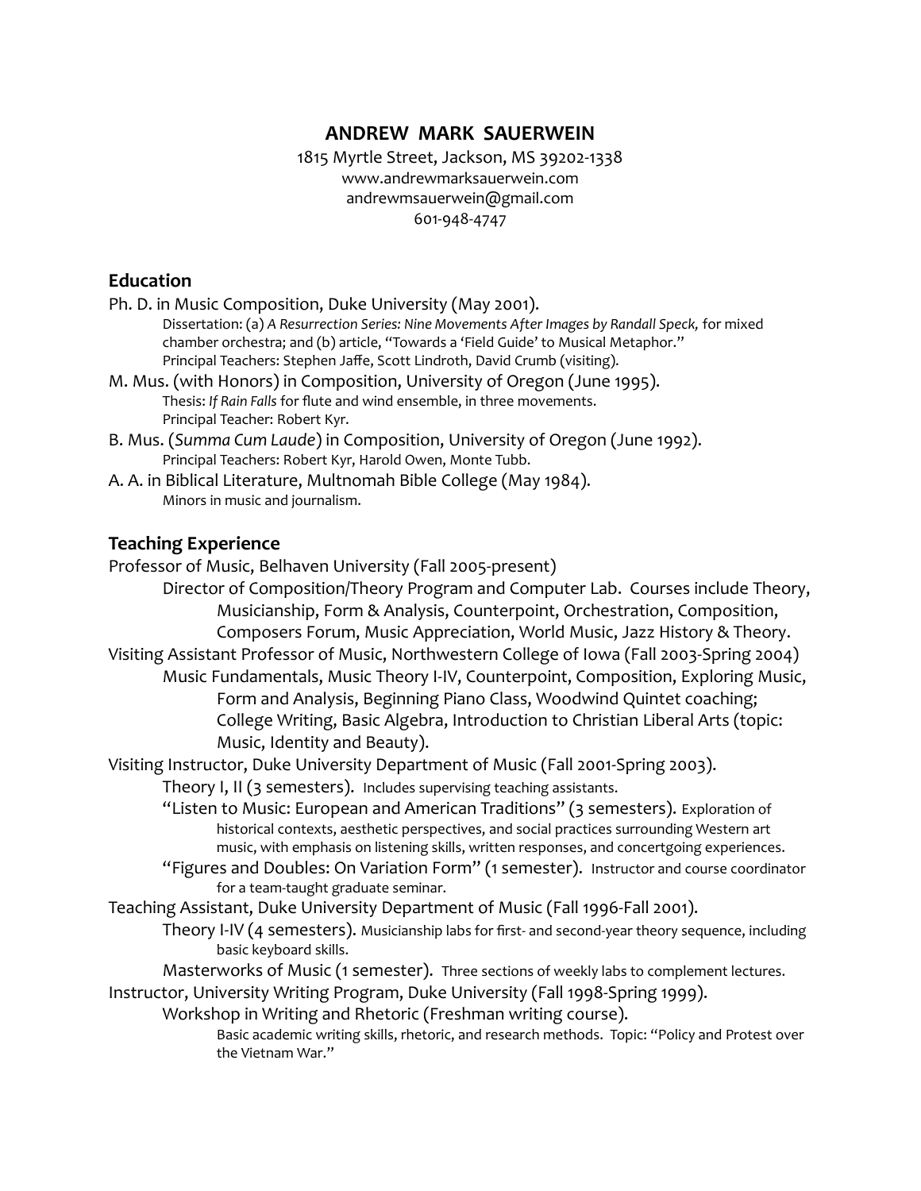# ANDREW MARK SAUERWEIN

1815 Myrtle Street, Jackson, MS 39202-1338
www.andrewmarksauerwein.com
andrewmsauerwein@gmail.com
601-948-4747

## Education

Ph. D. in Music Composition, Duke University (May 2001).
- Dissertation: (a) *A Resurrection Series: Nine Movements After Images by Randall Speck,* for mixed chamber orchestra; and (b) article, "Towards a 'Field Guide' to Musical Metaphor."
- Principal Teachers: Stephen Jaffe, Scott Lindroth, David Crumb (visiting).

M. Mus. (with Honors) in Composition, University of Oregon (June 1995).
- Thesis: *If Rain Falls* for flute and wind ensemble, in three movements.
- Principal Teacher: Robert Kyr.

B. Mus. (*Summa Cum Laude*) in Composition, University of Oregon (June 1992).
- Principal Teachers: Robert Kyr, Harold Owen, Monte Tubb.

A. A. in Biblical Literature, Multnomah Bible College (May 1984).
- Minors in music and journalism.

## Teaching Experience

Professor of Music, Belhaven University (Fall 2005-present)
- Director of Composition/Theory Program and Computer Lab. Courses include Theory, Musicianship, Form & Analysis, Counterpoint, Orchestration, Composition, Composers Forum, Music Appreciation, World Music, Jazz History & Theory.

Visiting Assistant Professor of Music, Northwestern College of Iowa (Fall 2003-Spring 2004)
- Music Fundamentals, Music Theory I-IV, Counterpoint, Composition, Exploring Music, Form and Analysis, Beginning Piano Class, Woodwind Quintet coaching; College Writing, Basic Algebra, Introduction to Christian Liberal Arts (topic: Music, Identity and Beauty).

Visiting Instructor, Duke University Department of Music (Fall 2001-Spring 2003).
- Theory I, II (3 semesters). Includes supervising teaching assistants.
- "Listen to Music: European and American Traditions" (3 semesters). Exploration of historical contexts, aesthetic perspectives, and social practices surrounding Western art music, with emphasis on listening skills, written responses, and concertgoing experiences.
- "Figures and Doubles: On Variation Form" (1 semester). Instructor and course coordinator for a team-taught graduate seminar.

Teaching Assistant, Duke University Department of Music (Fall 1996-Fall 2001).
- Theory I-IV (4 semesters). Musicianship labs for first- and second-year theory sequence, including basic keyboard skills.
- Masterworks of Music (1 semester). Three sections of weekly labs to complement lectures.

Instructor, University Writing Program, Duke University (Fall 1998-Spring 1999).
- Workshop in Writing and Rhetoric (Freshman writing course).
  - Basic academic writing skills, rhetoric, and research methods. Topic: "Policy and Protest over the Vietnam War."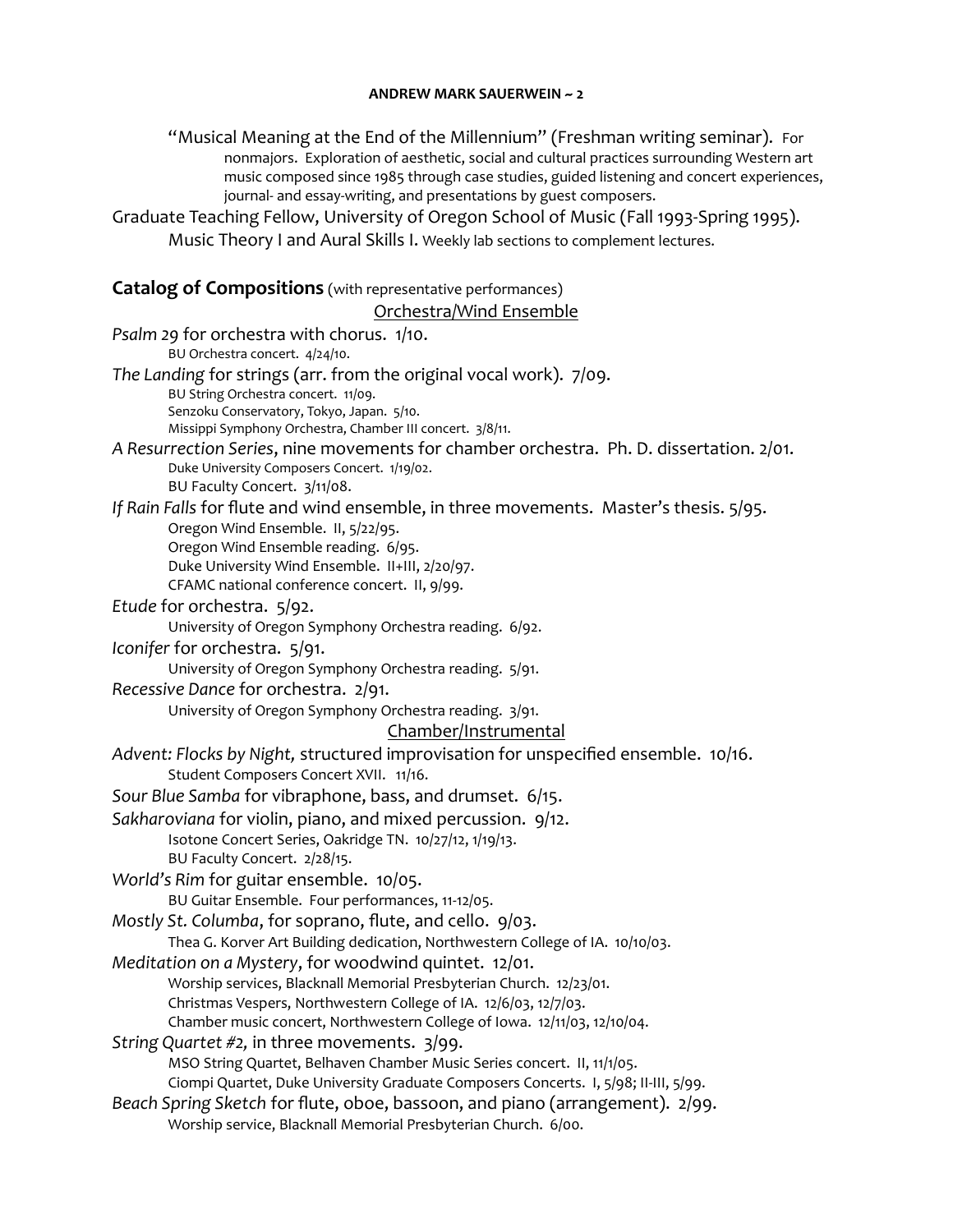"Musical Meaning at the End of the Millennium" (Freshman writing seminar). For nonmajors. Exploration of aesthetic, social and cultural practices surrounding Western art music composed since 1985 through case studies, guided listening and concert experiences, journal- and essay-writing, and presentations by guest composers.

Graduate Teaching Fellow, University of Oregon School of Music (Fall 1993-Spring 1995).

Music Theory I and Aural Skills I. Weekly lab sections to complement lectures.

## **Catalog of Compositions** (with representative performances)

### Orchestra/Wind Ensemble

*Psalm 29* for orchestra with chorus. 1/10.
- BU Orchestra concert. 4/24/10.

*The Landing* for strings (arr. from the original vocal work). 7/09.
- BU String Orchestra concert. 11/09.
- Senzoku Conservatory, Tokyo, Japan. 5/10.
- Missippi Symphony Orchestra, Chamber III concert. 3/8/11.

*A Resurrection Series*, nine movements for chamber orchestra. Ph. D. dissertation. 2/01.
- Duke University Composers Concert. 1/19/02.
- BU Faculty Concert. 3/11/08.

*If Rain Falls* for flute and wind ensemble, in three movements. Master's thesis. 5/95.
- Oregon Wind Ensemble. II, 5/22/95.
- Oregon Wind Ensemble reading. 6/95.
- Duke University Wind Ensemble. II+III, 2/20/97.
- CFAMC national conference concert. II, 9/99.

*Etude* for orchestra. 5/92.
- University of Oregon Symphony Orchestra reading. 6/92.

*Iconifer* for orchestra. 5/91.
- University of Oregon Symphony Orchestra reading. 5/91.

*Recessive Dance* for orchestra. 2/91.
- University of Oregon Symphony Orchestra reading. 3/91.

### Chamber/Instrumental

*Advent: Flocks by Night,* structured improvisation for unspecified ensemble. 10/16.
- Student Composers Concert XVII. 11/16.

*Sour Blue Samba* for vibraphone, bass, and drumset. 6/15.

*Sakharoviana* for violin, piano, and mixed percussion. 9/12.
- Isotone Concert Series, Oakridge TN. 10/27/12, 1/19/13.
- BU Faculty Concert. 2/28/15.

*World's Rim* for guitar ensemble. 10/05.
- BU Guitar Ensemble. Four performances, 11-12/05.

*Mostly St. Columba*, for soprano, flute, and cello. 9/03.
- Thea G. Korver Art Building dedication, Northwestern College of IA. 10/10/03.

*Meditation on a Mystery*, for woodwind quintet. 12/01.
- Worship services, Blacknall Memorial Presbyterian Church. 12/23/01.
- Christmas Vespers, Northwestern College of IA. 12/6/03, 12/7/03.
- Chamber music concert, Northwestern College of Iowa. 12/11/03, 12/10/04.

*String Quartet #2,* in three movements. 3/99.
- MSO String Quartet, Belhaven Chamber Music Series concert. II, 11/1/05.
- Ciompi Quartet, Duke University Graduate Composers Concerts. I, 5/98; II-III, 5/99.

*Beach Spring Sketch* for flute, oboe, bassoon, and piano (arrangement). 2/99.
- Worship service, Blacknall Memorial Presbyterian Church. 6/00.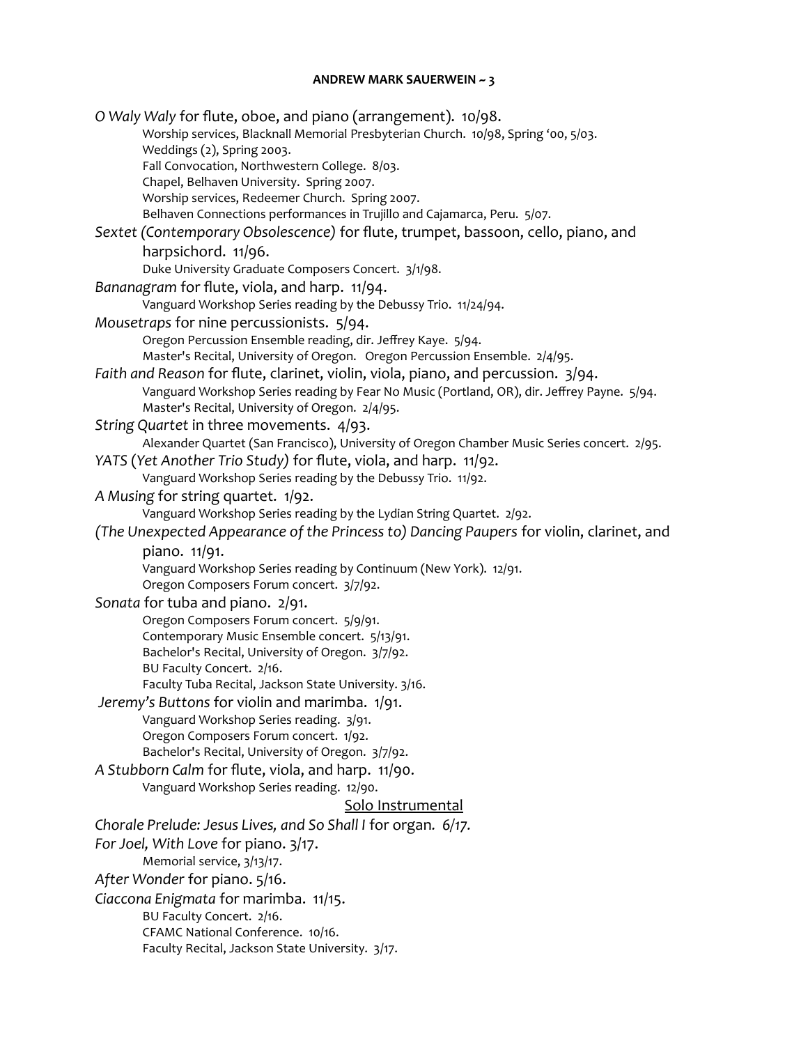*O Waly Waly* for flute, oboe, and piano (arrangement). 10/98.

Worship services, Blacknall Memorial Presbyterian Church. 10/98, Spring '00, 5/03.
Weddings (2), Spring 2003.
Fall Convocation, Northwestern College. 8/03.
Chapel, Belhaven University. Spring 2007.
Worship services, Redeemer Church. Spring 2007.
Belhaven Connections performances in Trujillo and Cajamarca, Peru. 5/07.

*Sextet (Contemporary Obsolescence)* for flute, trumpet, bassoon, cello, piano, and harpsichord. 11/96.

Duke University Graduate Composers Concert. 3/1/98.

*Bananagram* for flute, viola, and harp. 11/94.

Vanguard Workshop Series reading by the Debussy Trio. 11/24/94.

*Mousetraps* for nine percussionists. 5/94.

Oregon Percussion Ensemble reading, dir. Jeffrey Kaye. 5/94.
Master's Recital, University of Oregon. Oregon Percussion Ensemble. 2/4/95.

*Faith and Reason* for flute, clarinet, violin, viola, piano, and percussion. 3/94.

Vanguard Workshop Series reading by Fear No Music (Portland, OR), dir. Jeffrey Payne. 5/94.
Master's Recital, University of Oregon. 2/4/95.

*String Quartet* in three movements. 4/93.

Alexander Quartet (San Francisco), University of Oregon Chamber Music Series concert. 2/95.

*YATS* (*Yet Another Trio Study)* for flute, viola, and harp. 11/92.

Vanguard Workshop Series reading by the Debussy Trio. 11/92.

*A Musing* for string quartet. 1/92.

Vanguard Workshop Series reading by the Lydian String Quartet. 2/92.

*(The Unexpected Appearance of the Princess to) Dancing Paupers* for violin, clarinet, and piano. 11/91.

Vanguard Workshop Series reading by Continuum (New York). 12/91.
Oregon Composers Forum concert. 3/7/92.

*Sonata* for tuba and piano. 2/91.

Oregon Composers Forum concert. 5/9/91.
Contemporary Music Ensemble concert. 5/13/91.
Bachelor's Recital, University of Oregon. 3/7/92.
BU Faculty Concert. 2/16.
Faculty Tuba Recital, Jackson State University. 3/16.

*Jeremy's Buttons* for violin and marimba. 1/91.

Vanguard Workshop Series reading. 3/91.
Oregon Composers Forum concert. 1/92.
Bachelor's Recital, University of Oregon. 3/7/92.

*A Stubborn Calm* for flute, viola, and harp. 11/90.

Vanguard Workshop Series reading. 12/90.

## Solo Instrumental

*Chorale Prelude: Jesus Lives, and So Shall I* for organ. *6/17.*

*For Joel, With Love* for piano. 3/17.

Memorial service, 3/13/17.

*After Wonder* for piano. 5/16.

*Ciaccona Enigmata* for marimba. 11/15.

BU Faculty Concert. 2/16.
CFAMC National Conference. 10/16.
Faculty Recital, Jackson State University. 3/17.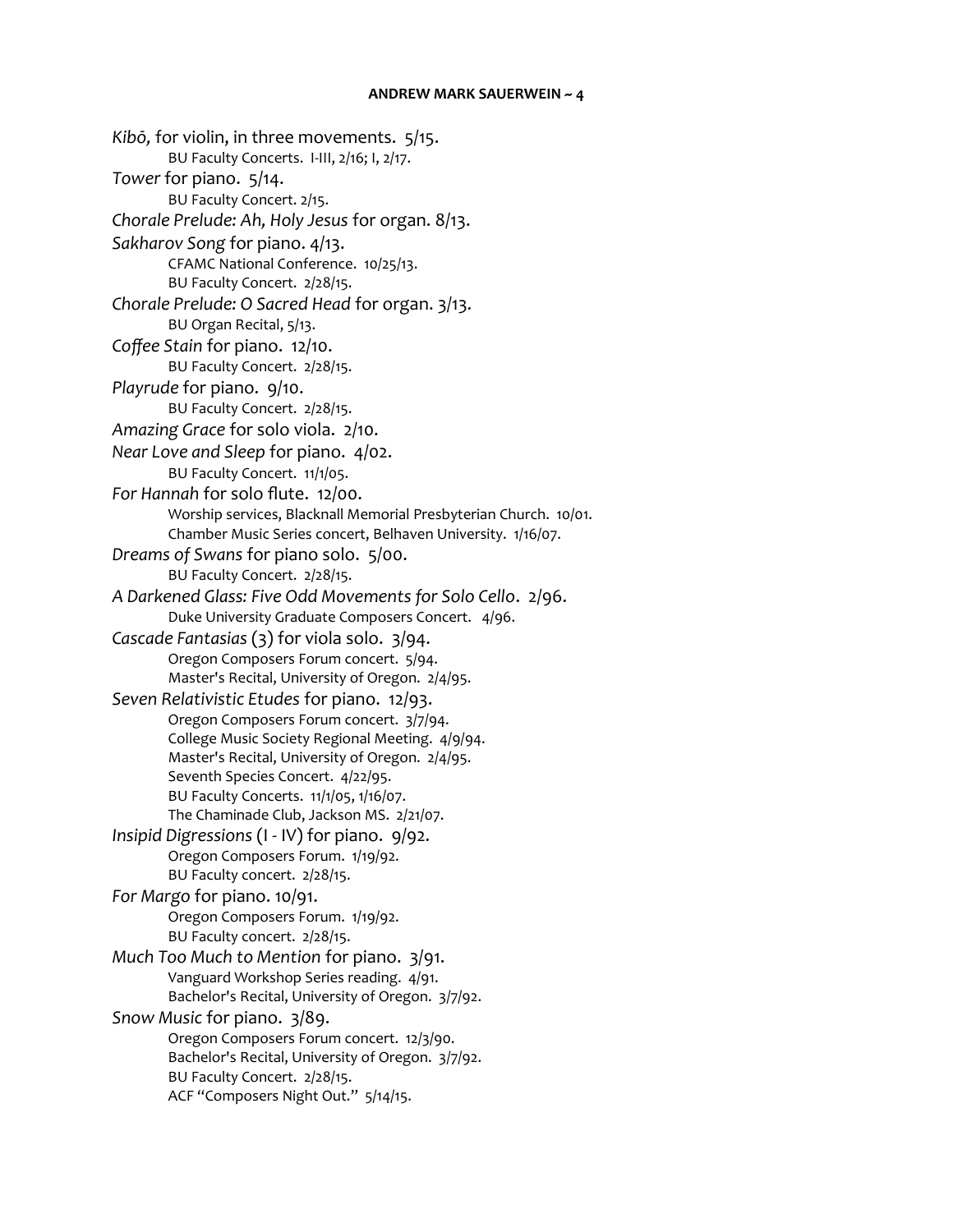*Kibō,* for violin, in three movements. 5/15.

BU Faculty Concerts. I-III, 2/16; I, 2/17.

*Tower* for piano. 5/14.

BU Faculty Concert. 2/15.

*Chorale Prelude: Ah, Holy Jesus* for organ. 8/13.

*Sakharov Song* for piano. 4/13.

CFAMC National Conference. 10/25/13.
BU Faculty Concert. 2/28/15.

*Chorale Prelude: O Sacred Head* for organ. 3/13.

BU Organ Recital, 5/13.

*Coffee Stain* for piano. 12/10.

BU Faculty Concert. 2/28/15.

*Playrude* for piano. 9/10.

BU Faculty Concert. 2/28/15.

*Amazing Grace* for solo viola. 2/10.

*Near Love and Sleep* for piano. 4/02.

BU Faculty Concert. 11/1/05.

*For Hannah* for solo flute. 12/00.

Worship services, Blacknall Memorial Presbyterian Church. 10/01.
Chamber Music Series concert, Belhaven University. 1/16/07.

*Dreams of Swans* for piano solo. 5/00.

BU Faculty Concert. 2/28/15.

*A Darkened Glass: Five Odd Movements for Solo Cello*. 2/96.

Duke University Graduate Composers Concert. 4/96.

*Cascade Fantasias* (3) for viola solo. 3/94.

Oregon Composers Forum concert. 5/94.
Master's Recital, University of Oregon. 2/4/95.

*Seven Relativistic Etudes* for piano. 12/93.

Oregon Composers Forum concert. 3/7/94.
College Music Society Regional Meeting. 4/9/94.
Master's Recital, University of Oregon. 2/4/95.
Seventh Species Concert. 4/22/95.
BU Faculty Concerts. 11/1/05, 1/16/07.
The Chaminade Club, Jackson MS. 2/21/07.

*Insipid Digressions* (I - IV) for piano. 9/92.

Oregon Composers Forum. 1/19/92.
BU Faculty concert. 2/28/15.

*For Margo* for piano. 10/91.

Oregon Composers Forum. 1/19/92.
BU Faculty concert. 2/28/15.

*Much Too Much to Mention* for piano. 3/91.

Vanguard Workshop Series reading. 4/91.
Bachelor's Recital, University of Oregon. 3/7/92.

*Snow Music* for piano. 3/89.

Oregon Composers Forum concert. 12/3/90.
Bachelor's Recital, University of Oregon. 3/7/92.
BU Faculty Concert. 2/28/15.
ACF "Composers Night Out." 5/14/15.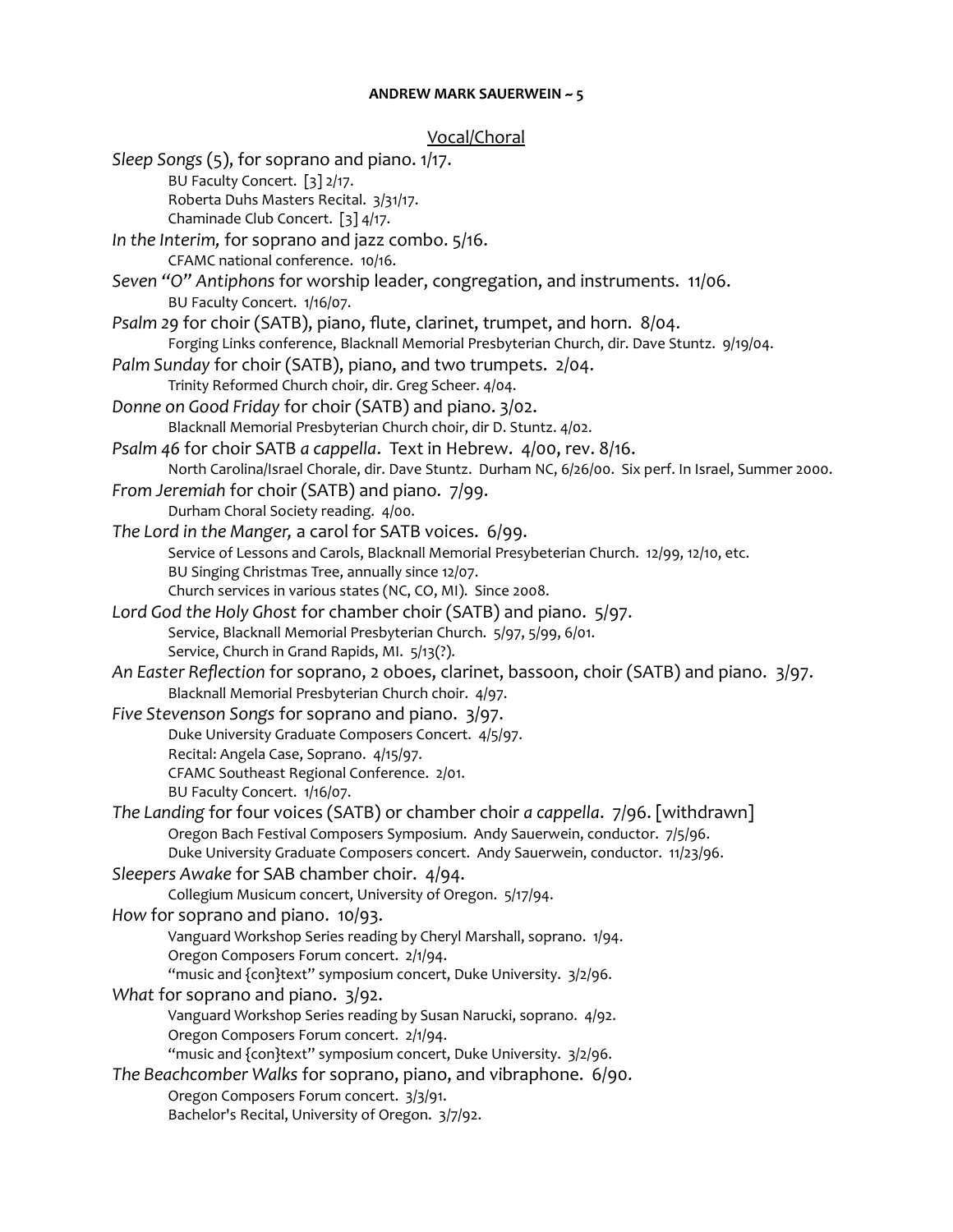## Vocal/Choral

*Sleep Songs* (5), for soprano and piano. 1/17.
- BU Faculty Concert. [3] 2/17.
- Roberta Duhs Masters Recital. 3/31/17.
- Chaminade Club Concert. [3] 4/17.

*In the Interim,* for soprano and jazz combo. 5/16.
- CFAMC national conference. 10/16.

*Seven "O" Antiphons* for worship leader, congregation, and instruments. 11/06.
- BU Faculty Concert. 1/16/07.

*Psalm 29* for choir (SATB), piano, flute, clarinet, trumpet, and horn. 8/04.
- Forging Links conference, Blacknall Memorial Presbyterian Church, dir. Dave Stuntz. 9/19/04.

*Palm Sunday* for choir (SATB), piano, and two trumpets. 2/04.
- Trinity Reformed Church choir, dir. Greg Scheer. 4/04.

*Donne on Good Friday* for choir (SATB) and piano. 3/02.
- Blacknall Memorial Presbyterian Church choir, dir D. Stuntz. 4/02.

*Psalm 46* for choir SATB *a cappella*. Text in Hebrew. 4/00, rev. 8/16.
- North Carolina/Israel Chorale, dir. Dave Stuntz. Durham NC, 6/26/00. Six perf. In Israel, Summer 2000.

*From Jeremiah* for choir (SATB) and piano. 7/99.
- Durham Choral Society reading. 4/00.

*The Lord in the Manger,* a carol for SATB voices. 6/99.
- Service of Lessons and Carols, Blacknall Memorial Presybeterian Church. 12/99, 12/10, etc.
- BU Singing Christmas Tree, annually since 12/07.
- Church services in various states (NC, CO, MI). Since 2008.

*Lord God the Holy Ghost* for chamber choir (SATB) and piano. 5/97.
- Service, Blacknall Memorial Presbyterian Church. 5/97, 5/99, 6/01.
- Service, Church in Grand Rapids, MI. 5/13(?).

*An Easter Reflection* for soprano, 2 oboes, clarinet, bassoon, choir (SATB) and piano. 3/97.
- Blacknall Memorial Presbyterian Church choir. 4/97.

*Five Stevenson Songs* for soprano and piano. 3/97.
- Duke University Graduate Composers Concert. 4/5/97.
- Recital: Angela Case, Soprano. 4/15/97.
- CFAMC Southeast Regional Conference. 2/01.
- BU Faculty Concert. 1/16/07.

*The Landing* for four voices (SATB) or chamber choir *a cappella*. 7/96. [withdrawn]
- Oregon Bach Festival Composers Symposium. Andy Sauerwein, conductor. 7/5/96.
- Duke University Graduate Composers concert. Andy Sauerwein, conductor. 11/23/96.

*Sleepers Awake* for SAB chamber choir. 4/94.
- Collegium Musicum concert, University of Oregon. 5/17/94.

*How* for soprano and piano. 10/93.
- Vanguard Workshop Series reading by Cheryl Marshall, soprano. 1/94.
- Oregon Composers Forum concert. 2/1/94.
- "music and {con}text" symposium concert, Duke University. 3/2/96.

*What* for soprano and piano. 3/92.
- Vanguard Workshop Series reading by Susan Narucki, soprano. 4/92.
- Oregon Composers Forum concert. 2/1/94.
- "music and {con}text" symposium concert, Duke University. 3/2/96.

*The Beachcomber Walks* for soprano, piano, and vibraphone. 6/90.
- Oregon Composers Forum concert. 3/3/91.
- Bachelor's Recital, University of Oregon. 3/7/92.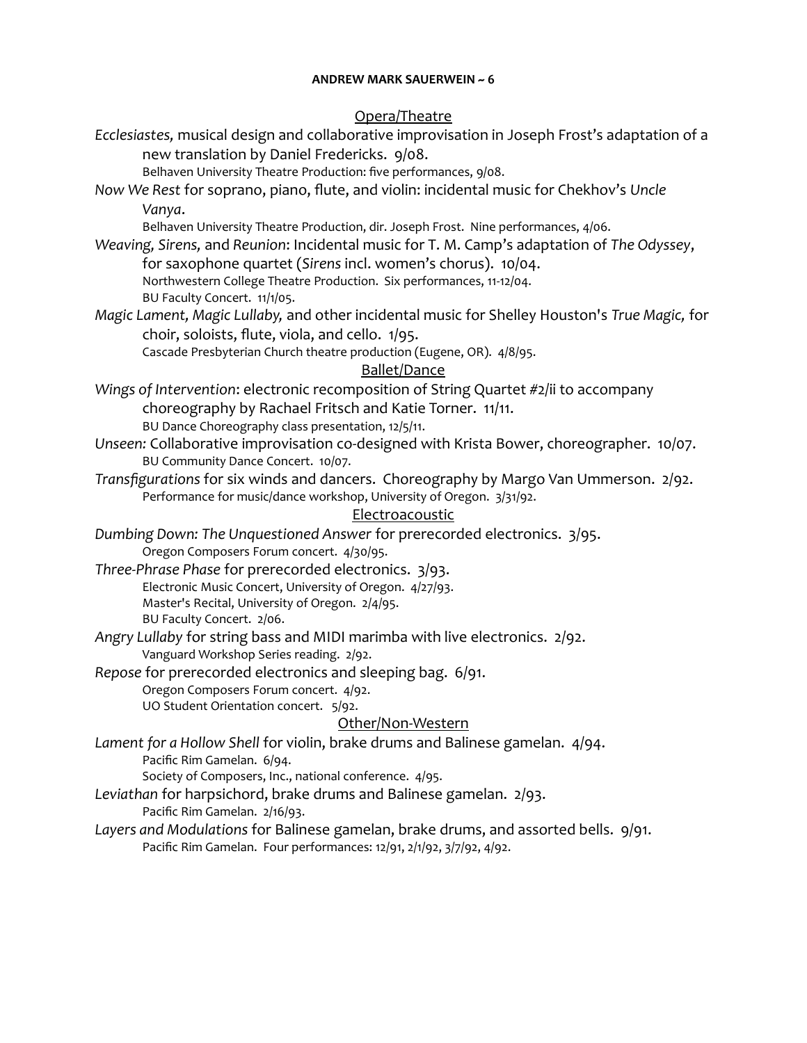## Opera/Theatre

*Ecclesiastes,* musical design and collaborative improvisation in Joseph Frost's adaptation of a new translation by Daniel Fredericks. 9/08.
Belhaven University Theatre Production: five performances, 9/08.

*Now We Rest* for soprano, piano, flute, and violin: incidental music for Chekhov's *Uncle Vanya*.
Belhaven University Theatre Production, dir. Joseph Frost. Nine performances, 4/06.

*Weaving, Sirens,* and *Reunion*: Incidental music for T. M. Camp's adaptation of *The Odyssey*, for saxophone quartet (*Sirens* incl. women's chorus). 10/04.
Northwestern College Theatre Production. Six performances, 11-12/04.
BU Faculty Concert. 11/1/05.

*Magic Lament, Magic Lullaby,* and other incidental music for Shelley Houston's *True Magic,* for choir, soloists, flute, viola, and cello. 1/95.
Cascade Presbyterian Church theatre production (Eugene, OR). 4/8/95.

## Ballet/Dance

*Wings of Intervention*: electronic recomposition of String Quartet #2/ii to accompany choreography by Rachael Fritsch and Katie Torner. 11/11.
BU Dance Choreography class presentation, 12/5/11.

*Unseen:* Collaborative improvisation co-designed with Krista Bower, choreographer. 10/07.
BU Community Dance Concert. 10/07.

*Transfigurations* for six winds and dancers. Choreography by Margo Van Ummerson. 2/92.
Performance for music/dance workshop, University of Oregon. 3/31/92.

## Electroacoustic

*Dumbing Down: The Unquestioned Answer* for prerecorded electronics. 3/95.
Oregon Composers Forum concert. 4/30/95.

*Three-Phrase Phase* for prerecorded electronics. 3/93.
Electronic Music Concert, University of Oregon. 4/27/93.
Master's Recital, University of Oregon. 2/4/95.
BU Faculty Concert. 2/06.

*Angry Lullaby* for string bass and MIDI marimba with live electronics. 2/92.
Vanguard Workshop Series reading. 2/92.

*Repose* for prerecorded electronics and sleeping bag. 6/91.
Oregon Composers Forum concert. 4/92.
UO Student Orientation concert. 5/92.

## Other/Non-Western

*Lament for a Hollow Shell* for violin, brake drums and Balinese gamelan. 4/94.
Pacific Rim Gamelan. 6/94.
Society of Composers, Inc., national conference. 4/95.

*Leviathan* for harpsichord, brake drums and Balinese gamelan. 2/93.
Pacific Rim Gamelan. 2/16/93.

*Layers and Modulations* for Balinese gamelan, brake drums, and assorted bells. 9/91.
Pacific Rim Gamelan. Four performances: 12/91, 2/1/92, 3/7/92, 4/92.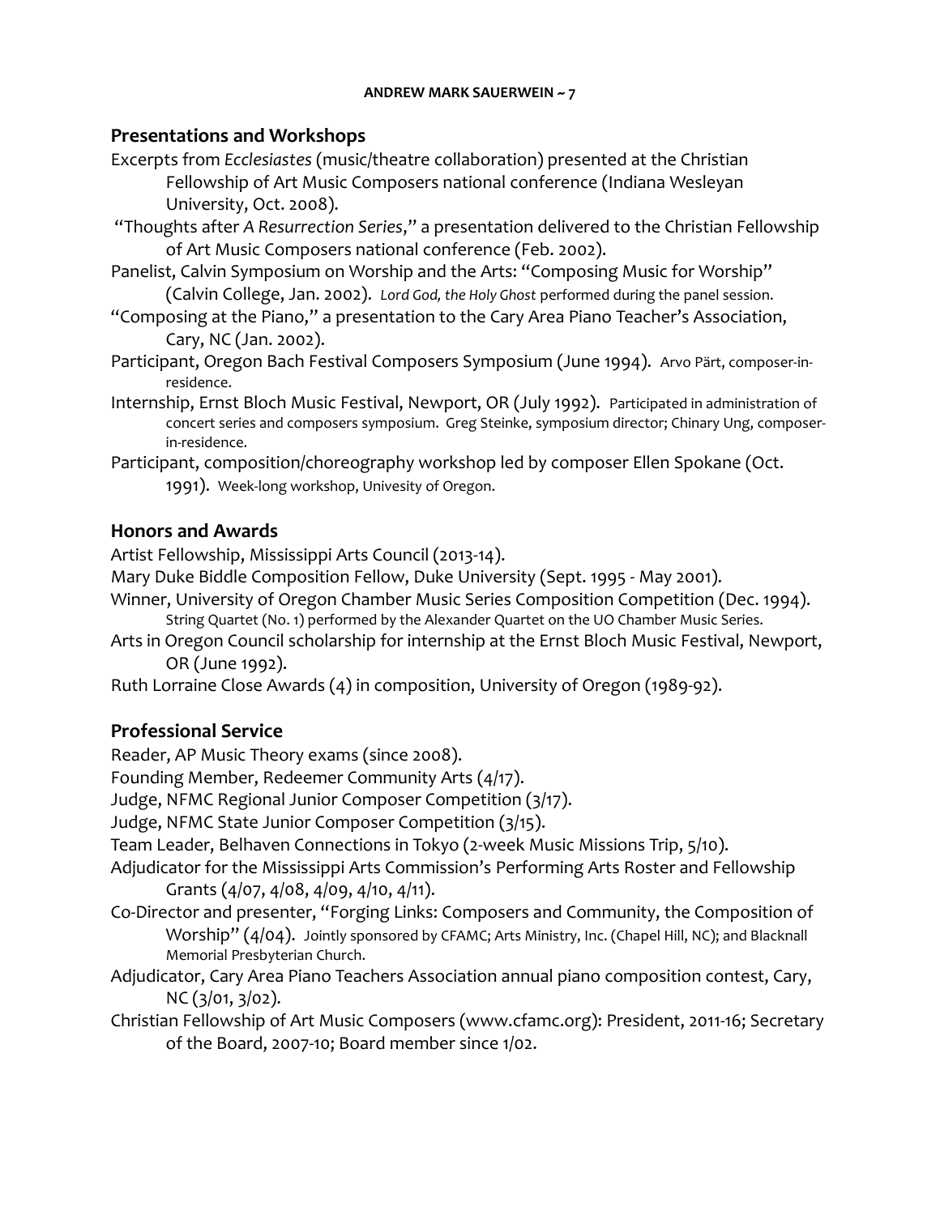## Presentations and Workshops

Excerpts from *Ecclesiastes* (music/theatre collaboration) presented at the Christian Fellowship of Art Music Composers national conference (Indiana Wesleyan University, Oct. 2008).

"Thoughts after *A Resurrection Series*," a presentation delivered to the Christian Fellowship of Art Music Composers national conference (Feb. 2002).

Panelist, Calvin Symposium on Worship and the Arts: "Composing Music for Worship" (Calvin College, Jan. 2002). *Lord God, the Holy Ghost* performed during the panel session.

"Composing at the Piano," a presentation to the Cary Area Piano Teacher's Association, Cary, NC (Jan. 2002).

Participant, Oregon Bach Festival Composers Symposium (June 1994). Arvo Pärt, composer-in-residence.

Internship, Ernst Bloch Music Festival, Newport, OR (July 1992). Participated in administration of concert series and composers symposium. Greg Steinke, symposium director; Chinary Ung, composer-in-residence.

Participant, composition/choreography workshop led by composer Ellen Spokane (Oct. 1991). Week-long workshop, Univesity of Oregon.

## Honors and Awards

Artist Fellowship, Mississippi Arts Council (2013-14).

Mary Duke Biddle Composition Fellow, Duke University (Sept. 1995 - May 2001).

Winner, University of Oregon Chamber Music Series Composition Competition (Dec. 1994). String Quartet (No. 1) performed by the Alexander Quartet on the UO Chamber Music Series.

Arts in Oregon Council scholarship for internship at the Ernst Bloch Music Festival, Newport, OR (June 1992).

Ruth Lorraine Close Awards (4) in composition, University of Oregon (1989-92).

## Professional Service

Reader, AP Music Theory exams (since 2008).

Founding Member, Redeemer Community Arts (4/17).

Judge, NFMC Regional Junior Composer Competition (3/17).

Judge, NFMC State Junior Composer Competition (3/15).

Team Leader, Belhaven Connections in Tokyo (2-week Music Missions Trip, 5/10).

Adjudicator for the Mississippi Arts Commission's Performing Arts Roster and Fellowship Grants (4/07, 4/08, 4/09, 4/10, 4/11).

Co-Director and presenter, "Forging Links: Composers and Community, the Composition of Worship" (4/04). Jointly sponsored by CFAMC; Arts Ministry, Inc. (Chapel Hill, NC); and Blacknall Memorial Presbyterian Church.

Adjudicator, Cary Area Piano Teachers Association annual piano composition contest, Cary, NC (3/01, 3/02).

Christian Fellowship of Art Music Composers (www.cfamc.org): President, 2011-16; Secretary of the Board, 2007-10; Board member since 1/02.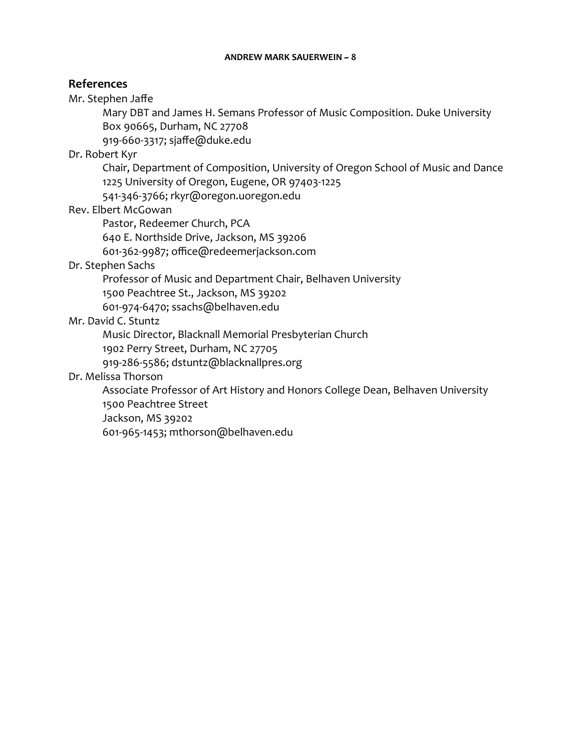## References

Mr. Stephen Jaffe

Mary DBT and James H. Semans Professor of Music Composition. Duke University
Box 90665, Durham, NC 27708
919-660-3317; sjaffe@duke.edu

Dr. Robert Kyr

Chair, Department of Composition, University of Oregon School of Music and Dance
1225 University of Oregon, Eugene, OR 97403-1225
541-346-3766; rkyr@oregon.uoregon.edu

Rev. Elbert McGowan

Pastor, Redeemer Church, PCA
640 E. Northside Drive, Jackson, MS 39206
601-362-9987; office@redeemerjackson.com

Dr. Stephen Sachs

Professor of Music and Department Chair, Belhaven University
1500 Peachtree St., Jackson, MS 39202
601-974-6470; ssachs@belhaven.edu

Mr. David C. Stuntz

Music Director, Blacknall Memorial Presbyterian Church
1902 Perry Street, Durham, NC 27705
919-286-5586; dstuntz@blacknallpres.org

Dr. Melissa Thorson

Associate Professor of Art History and Honors College Dean, Belhaven University
1500 Peachtree Street
Jackson, MS 39202
601-965-1453; mthorson@belhaven.edu